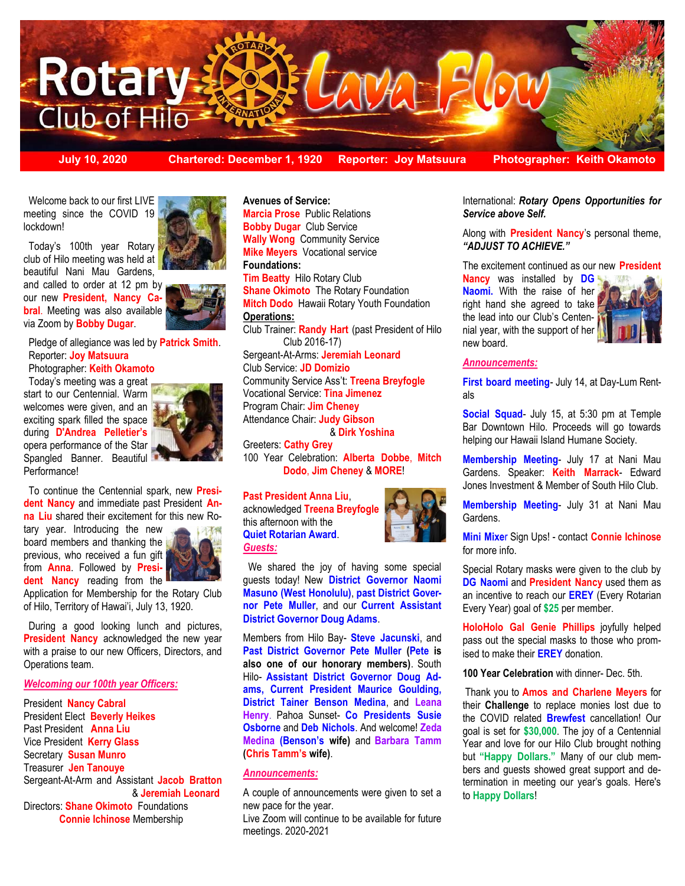# Rotary Club of Hilo Lava Flow

**July 10, 2020 — Chartered: December 1, 1920 — Reporter: Joy Matsuura — Photographer: Keith Okamoto**

Welcome back to our first LIVE meeting since the COVID 19 lockdown!

Today's 100th year Rotary club of Hilo meeting was held at beautiful Nani Mau Gardens, and called to order at 12 pm by our new **President, Nancy Cabral**. Meeting was also available via Zoom by **Bobby Dugar**.

Pledge of allegiance was led by **Patrick Smith**.
Reporter: **Joy Matsuura**
Photographer: **Keith Okamoto**

Today's meeting was a great start to our Centennial. Warm welcomes were given, and an exciting spark filled the space during **D'Andrea Pelletier's** opera performance of the Star Spangled Banner. Beautiful Performance!

To continue the Centennial spark, new **President Nancy** and immediate past President **Anna Liu** shared their excitement for this new Rotary year. Introducing the new board members and thanking the previous, who received a fun gift from **Anna**. Followed by **President Nancy** reading from the Application for Membership for the Rotary Club of Hilo, Territory of Hawai'i, July 13, 1920.

During a good looking lunch and pictures, **President Nancy** acknowledged the new year with a praise to our new Officers, Directors, and Operations team.

***Welcoming our 100th year Officers:***

President **Nancy Cabral**
President Elect **Beverly Heikes**
Past President **Anna Liu**
Vice President **Kerry Glass**
Secretary **Susan Munro**
Treasurer **Jen Tanouye**
Sergeant-At-Arm and Assistant **Jacob Bratton** & **Jeremiah Leonard**
Directors: **Shane Okimoto** Foundations
**Connie Ichinose** Membership

**Avenues of Service:**
**Marcia Prose** Public Relations
**Bobby Dugar** Club Service
**Wally Wong** Community Service
**Mike Meyers** Vocational service

**Foundations:**
**Tim Beatty** Hilo Rotary Club
**Shane Okimoto** The Rotary Foundation
**Mitch Dodo** Hawaii Rotary Youth Foundation

**Operations:**
Club Trainer: **Randy Hart** (past President of Hilo Club 2016-17)
Sergeant-At-Arms: **Jeremiah Leonard**
Club Service: **JD Domizio**
Community Service Ass't: **Treena Breyfogle**
Vocational Service: **Tina Jimenez**
Program Chair: **Jim Cheney**
Attendance Chair: **Judy Gibson** & **Dirk Yoshina**
Greeters: **Cathy Grey**
100 Year Celebration: **Alberta Dobbe**, **Mitch Dodo**, **Jim Cheney** & **MORE**!

**Past President Anna Liu**, acknowledged **Treena Breyfogle** this afternoon with the **Quiet Rotarian Award**.

***Guests:***

We shared the joy of having some special guests today! New **District Governor Naomi Masuno (West Honolulu)**, **past District Governor Pete Muller**, and our **Current Assistant District Governor Doug Adams**.

Members from Hilo Bay- **Steve Jacunski**, and **Past District Governor Pete Muller** (**Pete is also one of our honorary members**). South Hilo- **Assistant District Governor Doug Adams, Current President Maurice Goulding, District Tainer Benson Medina**, and **Leana Henry**. Pahoa Sunset- **Co Presidents Susie Osborne** and **Deb Nichols**. And welcome! **Zeda Medina** (**Benson's wife**) and **Barbara Tamm** (**Chris Tamm's wife**).

***Announcements:***

A couple of announcements were given to set a new pace for the year.
Live Zoom will continue to be available for future meetings. 2020-2021

International: ***Rotary Opens Opportunities for Service above Self.***

Along with **President Nancy**'s personal theme, ***"ADJUST TO ACHIEVE."***

The excitement continued as our new **President Nancy** was installed by **DG Naomi.** With the raise of her right hand she agreed to take the lead into our Club's Centennial year, with the support of her new board.

***Announcements:***

**First board meeting**- July 14, at Day-Lum Rentals

**Social Squad**- July 15, at 5:30 pm at Temple Bar Downtown Hilo. Proceeds will go towards helping our Hawaii Island Humane Society.

**Membership Meeting**- July 17 at Nani Mau Gardens. Speaker: **Keith Marrack**- Edward Jones Investment & Member of South Hilo Club.

**Membership Meeting**- July 31 at Nani Mau Gardens.

**Mini Mixer** Sign Ups! - contact **Connie Ichinose** for more info.

Special Rotary masks were given to the club by **DG Naomi** and **President Nancy** used them as an incentive to reach our **EREY** (Every Rotarian Every Year) goal of **$25** per member.

**HoloHolo Gal Genie Phillips** joyfully helped pass out the special masks to those who promised to make their **EREY** donation.

**100 Year Celebration** with dinner- Dec. 5th.

Thank you to **Amos and Charlene Meyers** for their **Challenge** to replace monies lost due to the COVID related **Brewfest** cancellation! Our goal is set for **$30,000**. The joy of a Centennial Year and love for our Hilo Club brought nothing but **"Happy Dollars."** Many of our club members and guests showed great support and determination in meeting our year's goals. Here's to **Happy Dollars**!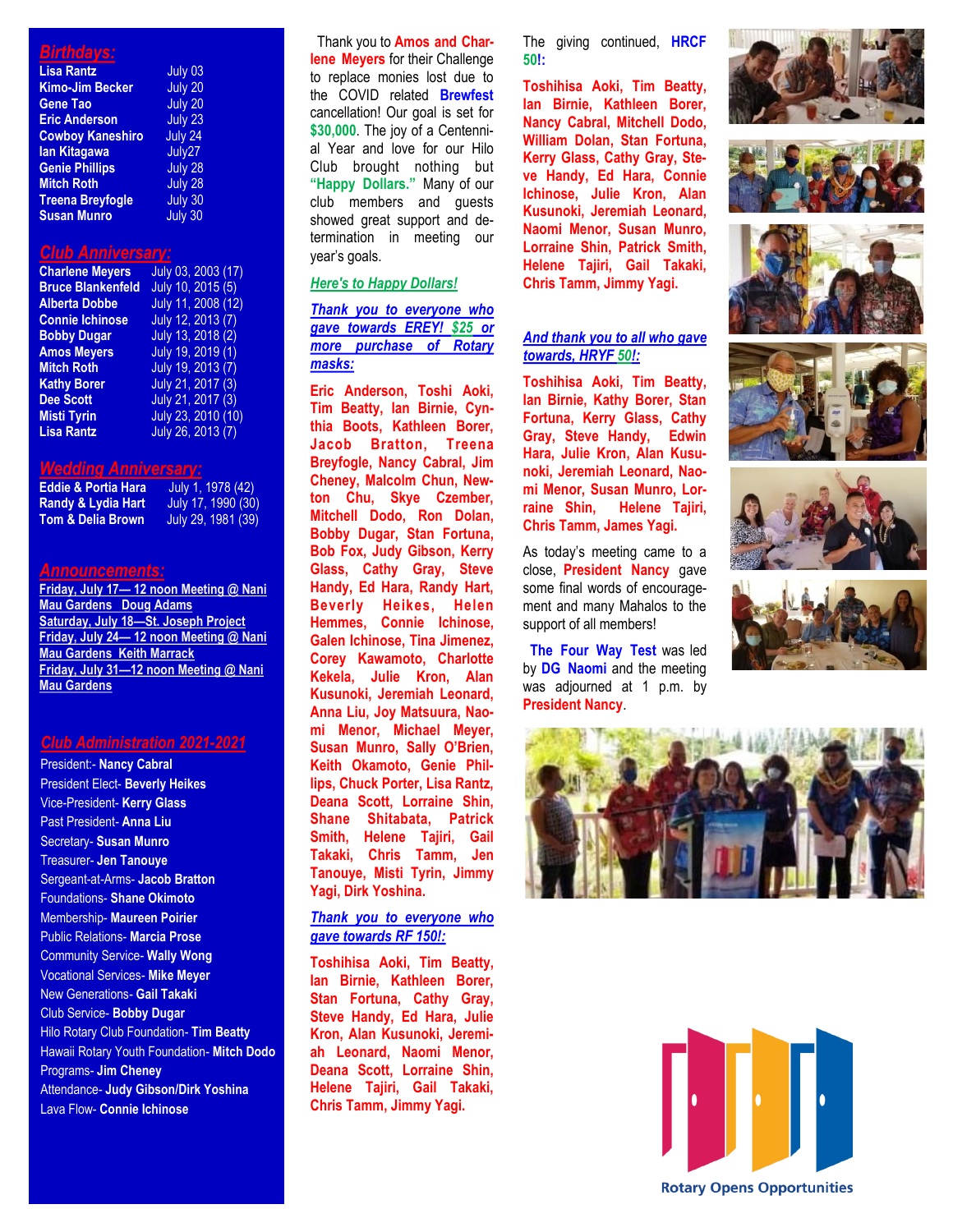## Birthdays:

| | |
|---|---|
| **Lisa Rantz** | July 03 |
| **Kimo-Jim Becker** | July 20 |
| **Gene Tao** | July 20 |
| **Eric Anderson** | July 23 |
| **Cowboy Kaneshiro** | July 24 |
| **Ian Kitagawa** | July27 |
| **Genie Phillips** | July 28 |
| **Mitch Roth** | July 28 |
| **Treena Breyfogle** | July 30 |
| **Susan Munro** | July 30 |

## Club Anniversary:

| | |
|---|---|
| **Charlene Meyers** | July 03, 2003 (17) |
| **Bruce Blankenfeld** | July 10, 2015 (5) |
| **Alberta Dobbe** | July 11, 2008 (12) |
| **Connie Ichinose** | July 12, 2013 (7) |
| **Bobby Dugar** | July 13, 2018 (2) |
| **Amos Meyers** | July 19, 2019 (1) |
| **Mitch Roth** | July 19, 2013 (7) |
| **Kathy Borer** | July 21, 2017 (3) |
| **Dee Scott** | July 21, 2017 (3) |
| **Misti Tyrin** | July 23, 2010 (10) |
| **Lisa Rantz** | July 26, 2013 (7) |

## Wedding Anniversary:

| | |
|---|---|
| **Eddie & Portia Hara** | July 1, 1978 (42) |
| **Randy & Lydia Hart** | July 17, 1990 (30) |
| **Tom & Delia Brown** | July 29, 1981 (39) |

## Announcements:

**Friday, July 17— 12 noon Meeting @ Nani Mau Gardens Doug Adams**
**Saturday, July 18—St. Joseph Project**
**Friday, July 24— 12 noon Meeting @ Nani Mau Gardens Keith Marrack**
**Friday, July 31—12 noon Meeting @ Nani Mau Gardens**

## Club Administration 2021-2021

President:- **Nancy Cabral**
President Elect- **Beverly Heikes**
Vice-President- **Kerry Glass**
Past President- **Anna Liu**
Secretary- **Susan Munro**
Treasurer- **Jen Tanouye**
Sergeant-at-Arms- **Jacob Bratton**
Foundations- **Shane Okimoto**
Membership- **Maureen Poirier**
Public Relations- **Marcia Prose**
Community Service- **Wally Wong**
Vocational Services- **Mike Meyer**
New Generations- **Gail Takaki**
Club Service- **Bobby Dugar**
Hilo Rotary Club Foundation- **Tim Beatty**
Hawaii Rotary Youth Foundation- **Mitch Dodo**
Programs- **Jim Cheney**
Attendance- **Judy Gibson/Dirk Yoshina**
Lava Flow- **Connie Ichinose**

Thank you to **Amos and Charlene Meyers** for their Challenge to replace monies lost due to the COVID related **Brewfest** cancellation! Our goal is set for **$30,000**. The joy of a Centennial Year and love for our Hilo Club brought nothing but **"Happy Dollars."** Many of our club members and guests showed great support and determination in meeting our year's goals.

*Here's to Happy Dollars!*

*Thank you to everyone who gave towards EREY! $25 or more purchase of Rotary masks:*

**Eric Anderson, Toshi Aoki, Tim Beatty, Ian Birnie, Cynthia Boots, Kathleen Borer, Jacob Bratton, Treena Breyfogle, Nancy Cabral, Jim Cheney, Malcolm Chun, Newton Chu, Skye Czember, Mitchell Dodo, Ron Dolan, Bobby Dugar, Stan Fortuna, Bob Fox, Judy Gibson, Kerry Glass, Cathy Gray, Steve Handy, Ed Hara, Randy Hart, Beverly Heikes, Helen Hemmes, Connie Ichinose, Galen Ichinose, Tina Jimenez, Corey Kawamoto, Charlotte Kekela, Julie Kron, Alan Kusunoki, Jeremiah Leonard, Anna Liu, Joy Matsuura, Naomi Menor, Michael Meyer, Susan Munro, Sally O'Brien, Keith Okamoto, Genie Phillips, Chuck Porter, Lisa Rantz, Deana Scott, Lorraine Shin, Shane Shitabata, Patrick Smith, Helene Tajiri, Gail Takaki, Chris Tamm, Jen Tanouye, Misti Tyrin, Jimmy Yagi, Dirk Yoshina.**

*Thank you to everyone who gave towards RF 150!:*

**Toshihisa Aoki, Tim Beatty, Ian Birnie, Kathleen Borer, Stan Fortuna, Cathy Gray, Steve Handy, Ed Hara, Julie Kron, Alan Kusunoki, Jeremiah Leonard, Naomi Menor, Deana Scott, Lorraine Shin, Helene Tajiri, Gail Takaki, Chris Tamm, Jimmy Yagi.**

The giving continued, **HRCF 50!:**

**Toshihisa Aoki, Tim Beatty, Ian Birnie, Kathleen Borer, Nancy Cabral, Mitchell Dodo, William Dolan, Stan Fortuna, Kerry Glass, Cathy Gray, Steve Handy, Ed Hara, Connie Ichinose, Julie Kron, Alan Kusunoki, Jeremiah Leonard, Naomi Menor, Susan Munro, Lorraine Shin, Patrick Smith, Helene Tajiri, Gail Takaki, Chris Tamm, Jimmy Yagi.**

*And thank you to all who gave towards, HRYF 50!:*

**Toshihisa Aoki, Tim Beatty, Ian Birnie, Kathy Borer, Stan Fortuna, Kerry Glass, Cathy Gray, Steve Handy, Edwin Hara, Julie Kron, Alan Kusunoki, Jeremiah Leonard, Naomi Menor, Susan Munro, Lorraine Shin, Helene Tajiri, Chris Tamm, James Yagi.**

As today's meeting came to a close, **President Nancy** gave some final words of encouragement and many Mahalos to the support of all members!

**The Four Way Test** was led by **DG Naomi** and the meeting was adjourned at 1 p.m. by **President Nancy**.

Rotary Opens Opportunities